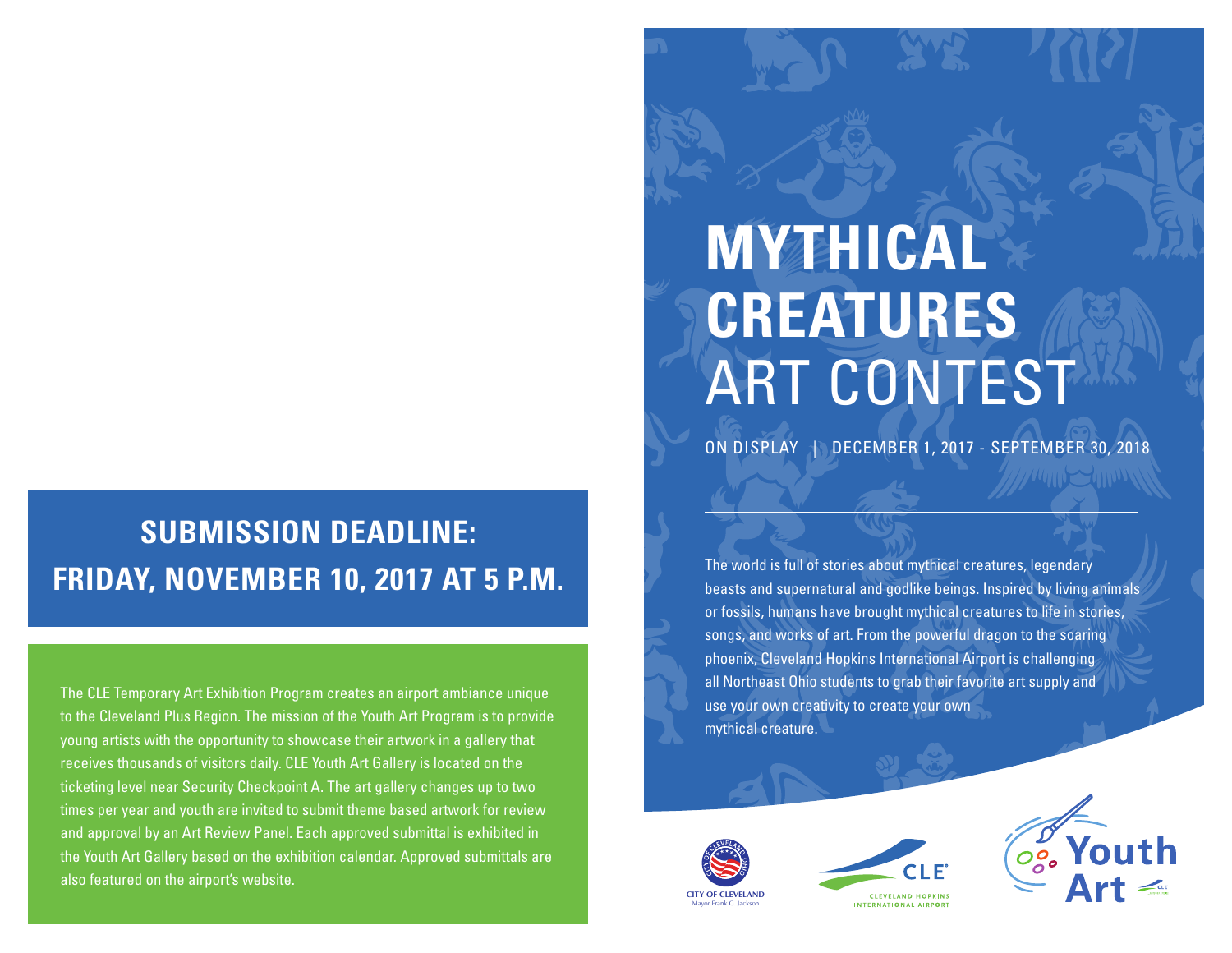# MYTHICAL CREATURES ART CONTEST

ON DISPLAY | DECEMBER 1, 2017 - SEPTEMBER 30, 2018

The world is full of stories about mythical creatures, legendary beasts and supernatural and godlike beings. Inspired by living animals or fossils, humans have brought mythical creatures to life in stories, songs, and works of art. From the powerful dragon to the soaring phoenix, Cleveland Hopkins International Airport is challenging all Northeast Ohio students to grab their favorite art supply and use your own creativity to create your own mythical creature.

## SUBMISSION DEADLINE: FRIDAY, NOVEMBER 10, 2017 AT 5 P.M.

The CLE Temporary Art Exhibition Program creates an airport ambiance unique to the Cleveland Plus Region. The mission of the Youth Art Program is to provide young artists with the opportunity to showcase their artwork in a gallery that receives thousands of visitors daily. CLE Youth Art Gallery is located on the ticketing level near Security Checkpoint A. The art gallery changes up to two times per year and youth are invited to submit theme based artwork for review and approval by an Art Review Panel. Each approved submittal is exhibited in the Youth Art Gallery based on the exhibition calendar. Approved submittals are also featured on the airport's website.

CITY OF CLEVELAND
Mayor Frank G. Jackson

CLE
CLEVELAND HOPKINS INTERNATIONAL AIRPORT

Youth Art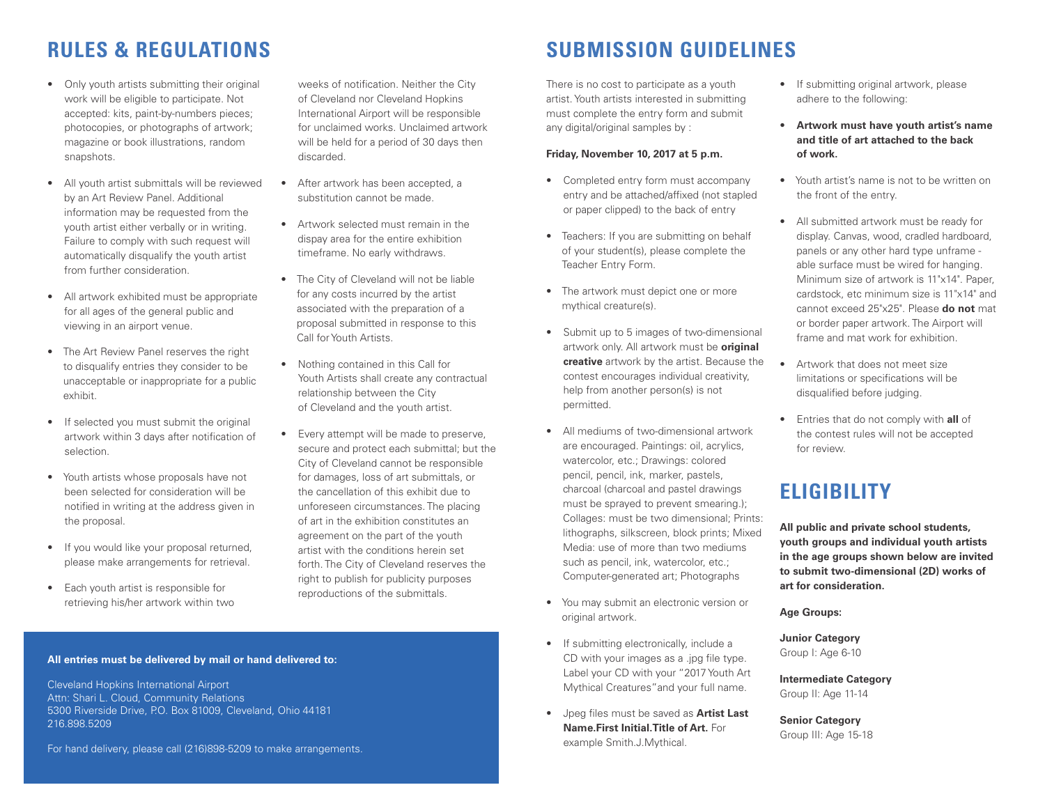## RULES & REGULATIONS

- Only youth artists submitting their original work will be eligible to participate. Not accepted: kits, paint-by-numbers pieces; photocopies, or photographs of artwork; magazine or book illustrations, random snapshots.
- All youth artist submittals will be reviewed by an Art Review Panel. Additional information may be requested from the youth artist either verbally or in writing. Failure to comply with such request will automatically disqualify the youth artist from further consideration.
- All artwork exhibited must be appropriate for all ages of the general public and viewing in an airport venue.
- The Art Review Panel reserves the right to disqualify entries they consider to be unacceptable or inappropriate for a public exhibit.
- If selected you must submit the original artwork within 3 days after notification of selection.
- Youth artists whose proposals have not been selected for consideration will be notified in writing at the address given in the proposal.
- If you would like your proposal returned, please make arrangements for retrieval.
- Each youth artist is responsible for retrieving his/her artwork within two weeks of notification. Neither the City of Cleveland nor Cleveland Hopkins International Airport will be responsible for unclaimed works. Unclaimed artwork will be held for a period of 30 days then discarded.
- After artwork has been accepted, a substitution cannot be made.
- Artwork selected must remain in the dispay area for the entire exhibition timeframe. No early withdraws.
- The City of Cleveland will not be liable for any costs incurred by the artist associated with the preparation of a proposal submitted in response to this Call for Youth Artists.
- Nothing contained in this Call for Youth Artists shall create any contractual relationship between the City of Cleveland and the youth artist.
- Every attempt will be made to preserve, secure and protect each submittal; but the City of Cleveland cannot be responsible for damages, loss of art submittals, or the cancellation of this exhibit due to unforeseen circumstances. The placing of art in the exhibition constitutes an agreement on the part of the youth artist with the conditions herein set forth. The City of Cleveland reserves the right to publish for publicity purposes reproductions of the submittals.

**All entries must be delivered by mail or hand delivered to:**

Cleveland Hopkins International Airport
Attn: Shari L. Cloud, Community Relations
5300 Riverside Drive, P.O. Box 81009, Cleveland, Ohio 44181
216.898.5209

For hand delivery, please call (216)898-5209 to make arrangements.

## SUBMISSION GUIDELINES

There is no cost to participate as a youth artist. Youth artists interested in submitting must complete the entry form and submit any digital/original samples by :

**Friday, November 10, 2017 at 5 p.m.**

- Completed entry form must accompany entry and be attached/affixed (not stapled or paper clipped) to the back of entry
- Teachers: If you are submitting on behalf of your student(s), please complete the Teacher Entry Form.
- The artwork must depict one or more mythical creature(s).
- Submit up to 5 images of two-dimensional artwork only. All artwork must be **original creative** artwork by the artist. Because the contest encourages individual creativity, help from another person(s) is not permitted.
- All mediums of two-dimensional artwork are encouraged. Paintings: oil, acrylics, watercolor, etc.; Drawings: colored pencil, pencil, ink, marker, pastels, charcoal (charcoal and pastel drawings must be sprayed to prevent smearing.); Collages: must be two dimensional; Prints: lithographs, silkscreen, block prints; Mixed Media: use of more than two mediums such as pencil, ink, watercolor, etc.; Computer-generated art; Photographs
- You may submit an electronic version or original artwork.
- If submitting electronically, include a CD with your images as a .jpg file type. Label your CD with your "2017 Youth Art Mythical Creatures" and your full name.
- Jpeg files must be saved as **Artist Last Name.First Initial.Title of Art.** For example Smith.J.Mythical.
- If submitting original artwork, please adhere to the following:
- **Artwork must have youth artist's name and title of art attached to the back of work.**
- Youth artist's name is not to be written on the front of the entry.
- All submitted artwork must be ready for display. Canvas, wood, cradled hardboard, panels or any other hard type unframe - able surface must be wired for hanging. Minimum size of artwork is 11"x14". Paper, cardstock, etc minimum size is 11"x14" and cannot exceed 25"x25". Please **do not** mat or border paper artwork. The Airport will frame and mat work for exhibition.
- Artwork that does not meet size limitations or specifications will be disqualified before judging.
- Entries that do not comply with **all** of the contest rules will not be accepted for review.

## ELIGIBILITY

**All public and private school students, youth groups and individual youth artists in the age groups shown below are invited to submit two-dimensional (2D) works of art for consideration.**

**Age Groups:**

**Junior Category**
Group I: Age 6-10

**Intermediate Category**
Group II: Age 11-14

**Senior Category**
Group III: Age 15-18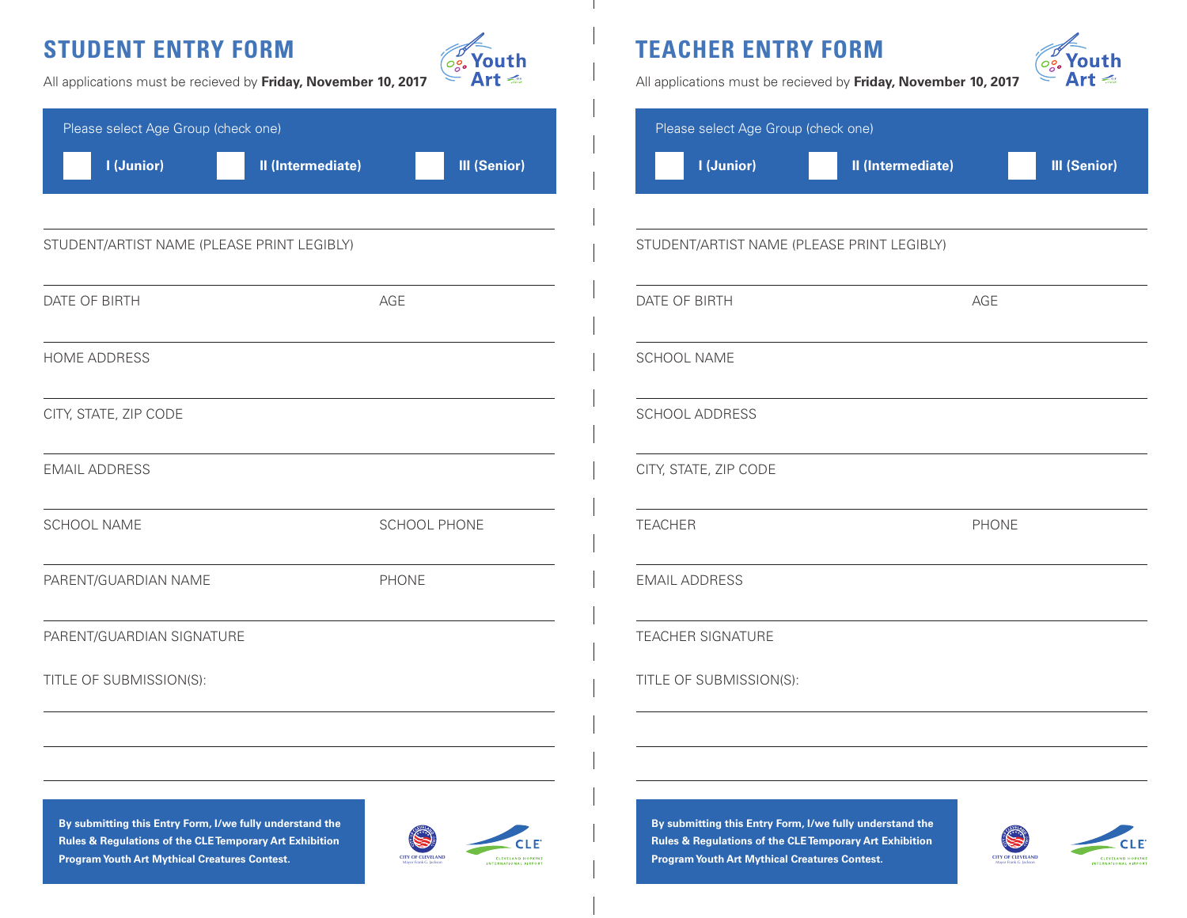## STUDENT ENTRY FORM

All applications must be recieved by **Friday, November 10, 2017**

Youth Art

Please select Age Group (check one)

☐ **I (Junior)** ☐ **II (Intermediate)** ☐ **III (Senior)**

STUDENT/ARTIST NAME (PLEASE PRINT LEGIBLY)

DATE OF BIRTH AGE

HOME ADDRESS

CITY, STATE, ZIP CODE

EMAIL ADDRESS

SCHOOL NAME SCHOOL PHONE

PARENT/GUARDIAN NAME PHONE

PARENT/GUARDIAN SIGNATURE

TITLE OF SUBMISSION(S):

**By submitting this Entry Form, I/we fully understand the Rules & Regulations of the CLE Temporary Art Exhibition Program Youth Art Mythical Creatures Contest.**

CITY OF CLEVELAND Mayor Frank G. Jackson

CLE CLEVELAND HOPKINS INTERNATIONAL AIRPORT

## TEACHER ENTRY FORM

All applications must be recieved by **Friday, November 10, 2017**

Youth Art

Please select Age Group (check one)

☐ **I (Junior)** ☐ **II (Intermediate)** ☐ **III (Senior)**

STUDENT/ARTIST NAME (PLEASE PRINT LEGIBLY)

DATE OF BIRTH AGE

SCHOOL NAME

SCHOOL ADDRESS

CITY, STATE, ZIP CODE

TEACHER PHONE

EMAIL ADDRESS

TEACHER SIGNATURE

TITLE OF SUBMISSION(S):

**By submitting this Entry Form, I/we fully understand the Rules & Regulations of the CLE Temporary Art Exhibition Program Youth Art Mythical Creatures Contest.**

CITY OF CLEVELAND Mayor Frank G. Jackson

CLE CLEVELAND HOPKINS INTERNATIONAL AIRPORT